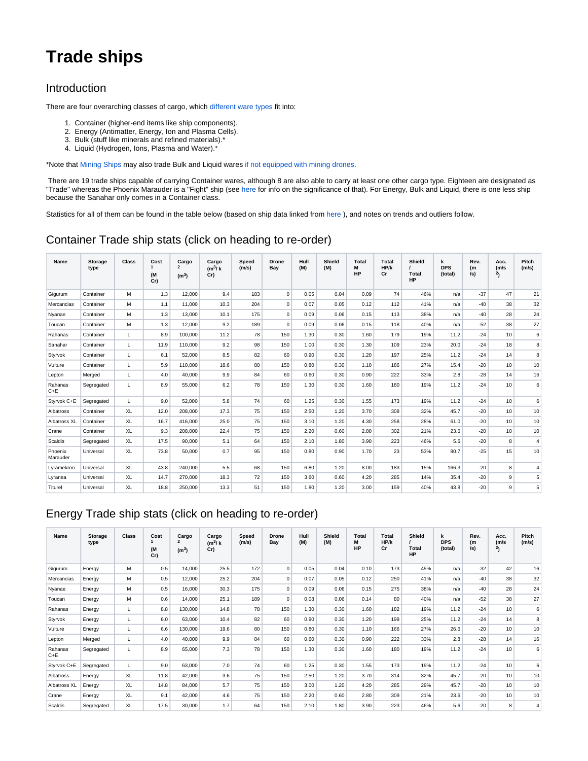# Trade ships

## Introduction

There are four overarching classes of cargo, which different ware types fit into:

1. Container (higher-end items like ship components).
2. Energy (Antimatter, Energy, Ion and Plasma Cells).
3. Bulk (stuff like minerals and refined materials).*
4. Liquid (Hydrogen, Ions, Plasma and Water).*

*Note that Mining Ships may also trade Bulk and Liquid wares if not equipped with mining drones.

There are 19 trade ships capable of carrying Container wares, although 8 are also able to carry at least one other cargo type. Eighteen are designated as "Trade" whereas the Phoenix Marauder is a "Fight" ship (see here for info on the significance of that). For Energy, Bulk and Liquid, there is one less ship because the Sanahar only comes in a Container class.

Statistics for all of them can be found in the table below (based on ship data linked from here ), and notes on trends and outliers follow.

## Container Trade ship stats (click on heading to re-order)

| Name | Storage type | Class | Cost [1] (M Cr) | Cargo [2] ($m^3$) | Cargo ($m^3$/ k Cr) | Speed (m/s) | Drone Bay | Hull (M) | Shield (M) | Total M HP | Total HP/k Cr | Shield / Total HP | k DPS (total) | Rev. (m /s) | Acc. (m/s $^2$) | Pitch (m/s) |
|---|---|---|---|---|---|---|---|---|---|---|---|---|---|---|---|---|
| Gigurum | Container | M | 1.3 | 12,000 | 9.4 | 183 | 0 | 0.05 | 0.04 | 0.09 | 74 | 46% | n/a | -37 | 47 | 21 |
| Mercancias | Container | M | 1.1 | 11,000 | 10.3 | 204 | 0 | 0.07 | 0.05 | 0.12 | 112 | 41% | n/a | -40 | 38 | 32 |
| Nyanae | Container | M | 1.3 | 13,000 | 10.1 | 175 | 0 | 0.09 | 0.06 | 0.15 | 113 | 38% | n/a | -40 | 28 | 24 |
| Toucan | Container | M | 1.3 | 12,000 | 9.2 | 189 | 0 | 0.09 | 0.06 | 0.15 | 118 | 40% | n/a | -52 | 38 | 27 |
| Rahanas | Container | L | 8.9 | 100,000 | 11.2 | 78 | 150 | 1.30 | 0.30 | 1.60 | 179 | 19% | 11.2 | -24 | 10 | 6 |
| Sanahar | Container | L | 11.9 | 110,000 | 9.2 | 98 | 150 | 1.00 | 0.30 | 1.30 | 109 | 23% | 20.0 | -24 | 18 | 8 |
| Styrvok | Container | L | 6.1 | 52,000 | 8.5 | 82 | 60 | 0.90 | 0.30 | 1.20 | 197 | 25% | 11.2 | -24 | 14 | 8 |
| Vulture | Container | L | 5.9 | 110,000 | 18.6 | 80 | 150 | 0.80 | 0.30 | 1.10 | 186 | 27% | 15.4 | -20 | 10 | 10 |
| Lepton | Merged | L | 4.0 | 40,000 | 9.9 | 84 | 60 | 0.60 | 0.30 | 0.90 | 222 | 33% | 2.8 | -28 | 14 | 16 |
| Rahanas C+E | Segregated | L | 8.9 | 55,000 | 6.2 | 78 | 150 | 1.30 | 0.30 | 1.60 | 180 | 19% | 11.2 | -24 | 10 | 6 |
| Styrvok C+E | Segregated | L | 9.0 | 52,000 | 5.8 | 74 | 60 | 1.25 | 0.30 | 1.55 | 173 | 19% | 11.2 | -24 | 10 | 6 |
| Albatross | Container | XL | 12.0 | 208,000 | 17.3 | 75 | 150 | 2.50 | 1.20 | 3.70 | 308 | 32% | 45.7 | -20 | 10 | 10 |
| Albatross XL | Container | XL | 16.7 | 416,000 | 25.0 | 75 | 150 | 3.10 | 1.20 | 4.30 | 258 | 28% | 61.0 | -20 | 10 | 10 |
| Crane | Container | XL | 9.3 | 208,000 | 22.4 | 75 | 150 | 2.20 | 0.60 | 2.80 | 302 | 21% | 23.6 | -20 | 10 | 10 |
| Scaldis | Segregated | XL | 17.5 | 90,000 | 5.1 | 64 | 150 | 2.10 | 1.80 | 3.90 | 223 | 46% | 5.6 | -20 | 8 | 4 |
| Phoenix Marauder | Universal | XL | 73.8 | 50,000 | 0.7 | 95 | 150 | 0.80 | 0.90 | 1.70 | 23 | 53% | 80.7 | -25 | 15 | 10 |
| Lyramekron | Universal | XL | 43.8 | 240,000 | 5.5 | 68 | 150 | 6.80 | 1.20 | 8.00 | 183 | 15% | 166.3 | -20 | 8 | 4 |
| Lyranea | Universal | XL | 14.7 | 270,000 | 18.3 | 72 | 150 | 3.60 | 0.60 | 4.20 | 285 | 14% | 35.4 | -20 | 9 | 5 |
| Titurel | Universal | XL | 18.8 | 250,000 | 13.3 | 51 | 150 | 1.80 | 1.20 | 3.00 | 159 | 40% | 43.8 | -20 | 9 | 5 |

## Energy Trade ship stats (click on heading to re-order)

| Name | Storage type | Class | Cost [1] (M Cr) | Cargo [2] ($m^3$) | Cargo ($m^3$/ k Cr) | Speed (m/s) | Drone Bay | Hull (M) | Shield (M) | Total M HP | Total HP/k Cr | Shield / Total HP | k DPS (total) | Rev. (m /s) | Acc. (m/s $^2$) | Pitch (m/s) |
|---|---|---|---|---|---|---|---|---|---|---|---|---|---|---|---|---|
| Gigurum | Energy | M | 0.5 | 14,000 | 25.5 | 172 | 0 | 0.05 | 0.04 | 0.10 | 173 | 45% | n/a | -32 | 42 | 16 |
| Mercancias | Energy | M | 0.5 | 12,000 | 25.2 | 204 | 0 | 0.07 | 0.05 | 0.12 | 250 | 41% | n/a | -40 | 38 | 32 |
| Nyanae | Energy | M | 0.5 | 16,000 | 30.3 | 175 | 0 | 0.09 | 0.06 | 0.15 | 275 | 38% | n/a | -40 | 28 | 24 |
| Toucan | Energy | M | 0.6 | 14,000 | 25.1 | 189 | 0 | 0.08 | 0.06 | 0.14 | 80 | 40% | n/a | -52 | 38 | 27 |
| Rahanas | Energy | L | 8.8 | 130,000 | 14.8 | 78 | 150 | 1.30 | 0.30 | 1.60 | 182 | 19% | 11.2 | -24 | 10 | 6 |
| Styrvok | Energy | L | 6.0 | 63,000 | 10.4 | 82 | 60 | 0.90 | 0.30 | 1.20 | 199 | 25% | 11.2 | -24 | 14 | 8 |
| Vulture | Energy | L | 6.6 | 130,000 | 19.6 | 80 | 150 | 0.80 | 0.30 | 1.10 | 166 | 27% | 26.6 | -20 | 10 | 10 |
| Lepton | Merged | L | 4.0 | 40,000 | 9.9 | 84 | 60 | 0.60 | 0.30 | 0.90 | 222 | 33% | 2.8 | -28 | 14 | 16 |
| Rahanas C+E | Segregated | L | 8.9 | 65,000 | 7.3 | 78 | 150 | 1.30 | 0.30 | 1.60 | 180 | 19% | 11.2 | -24 | 10 | 6 |
| Styrvok C+E | Segregated | L | 9.0 | 63,000 | 7.0 | 74 | 60 | 1.25 | 0.30 | 1.55 | 173 | 19% | 11.2 | -24 | 10 | 6 |
| Albatross | Energy | XL | 11.8 | 42,000 | 3.6 | 75 | 150 | 2.50 | 1.20 | 3.70 | 314 | 32% | 45.7 | -20 | 10 | 10 |
| Albatross XL | Energy | XL | 14.8 | 84,000 | 5.7 | 75 | 150 | 3.00 | 1.20 | 4.20 | 285 | 29% | 45.7 | -20 | 10 | 10 |
| Crane | Energy | XL | 9.1 | 42,000 | 4.6 | 75 | 150 | 2.20 | 0.60 | 2.80 | 309 | 21% | 23.6 | -20 | 10 | 10 |
| Scaldis | Segregated | XL | 17.5 | 30,000 | 1.7 | 64 | 150 | 2.10 | 1.80 | 3.90 | 223 | 46% | 5.6 | -20 | 8 | 4 |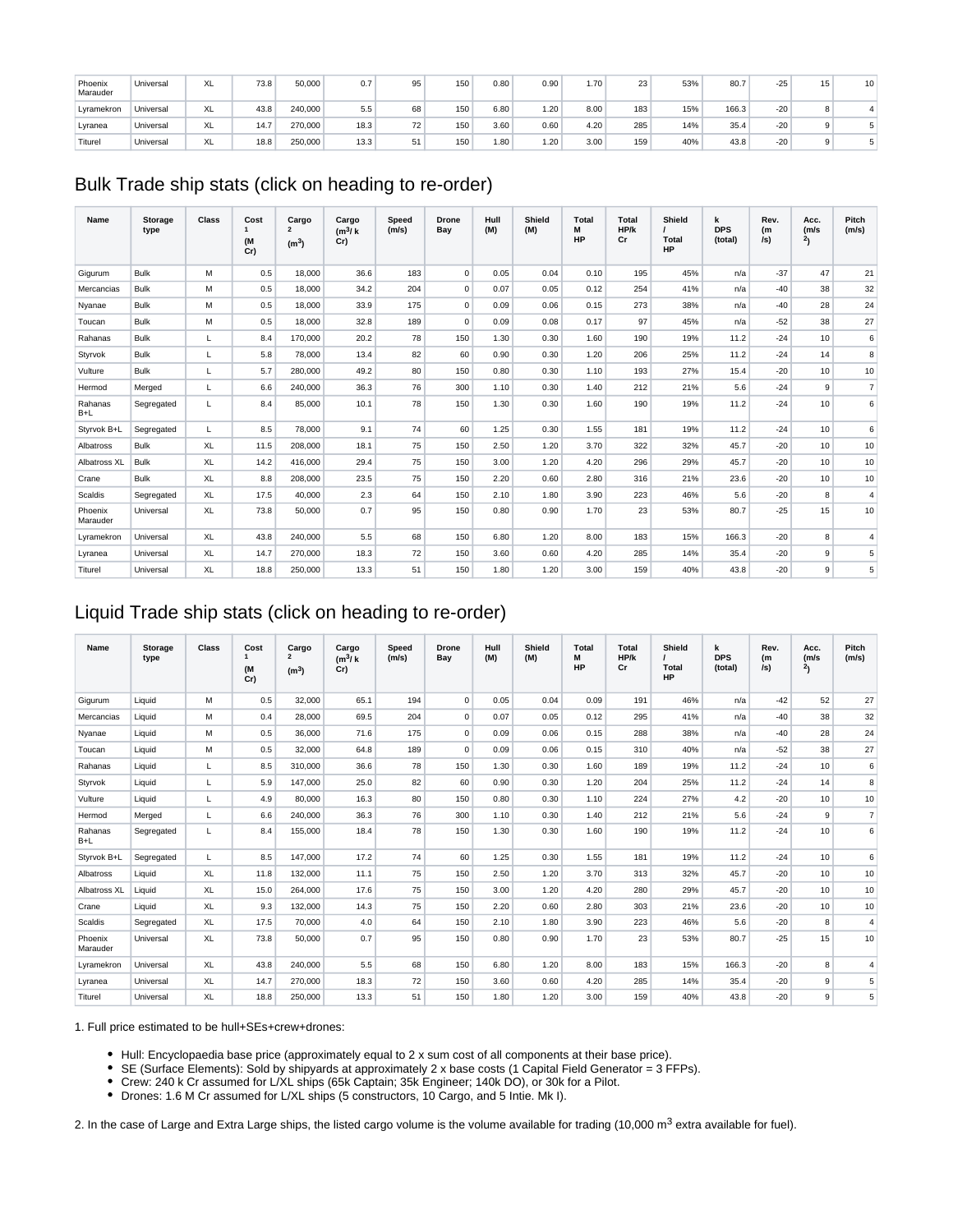| Phoenix Marauder | Universal | XL | 73.8 | 50,000 | 0.7 | 95 | 150 | 0.80 | 0.90 | 1.70 | 23 | 53% | 80.7 | -25 | 15 | 10 |
|---|---|---|---|---|---|---|---|---|---|---|---|---|---|---|---|---|
| Lyramekron | Universal | XL | 43.8 | 240,000 | 5.5 | 68 | 150 | 6.80 | 1.20 | 8.00 | 183 | 15% | 166.3 | -20 | 8 | 4 |
| Lyranea | Universal | XL | 14.7 | 270,000 | 18.3 | 72 | 150 | 3.60 | 0.60 | 4.20 | 285 | 14% | 35.4 | -20 | 9 | 5 |
| Titurel | Universal | XL | 18.8 | 250,000 | 13.3 | 51 | 150 | 1.80 | 1.20 | 3.00 | 159 | 40% | 43.8 | -20 | 9 | 5 |

## Bulk Trade ship stats (click on heading to re-order)

| Name | Storage type | Class | Cost [1] (M Cr) | Cargo [2] ($m^3$) | Cargo ($m^3$/ k Cr) | Speed (m/s) | Drone Bay | Hull (M) | Shield (M) | Total M HP | Total HP/k Cr | Shield / Total HP | k DPS (total) | Rev. (m /s) | Acc. (m/s $^2$) | Pitch (m/s) |
|---|---|---|---|---|---|---|---|---|---|---|---|---|---|---|---|---|
| Gigurum | Bulk | M | 0.5 | 18,000 | 36.6 | 183 | 0 | 0.05 | 0.04 | 0.10 | 195 | 45% | n/a | -37 | 47 | 21 |
| Mercancias | Bulk | M | 0.5 | 18,000 | 34.2 | 204 | 0 | 0.07 | 0.05 | 0.12 | 254 | 41% | n/a | -40 | 38 | 32 |
| Nyanae | Bulk | M | 0.5 | 18,000 | 33.9 | 175 | 0 | 0.09 | 0.06 | 0.15 | 273 | 38% | n/a | -40 | 28 | 24 |
| Toucan | Bulk | M | 0.5 | 18,000 | 32.8 | 189 | 0 | 0.09 | 0.08 | 0.17 | 97 | 45% | n/a | -52 | 38 | 27 |
| Rahanas | Bulk | L | 8.4 | 170,000 | 20.2 | 78 | 150 | 1.30 | 0.30 | 1.60 | 190 | 19% | 11.2 | -24 | 10 | 6 |
| Styrvok | Bulk | L | 5.8 | 78,000 | 13.4 | 82 | 60 | 0.90 | 0.30 | 1.20 | 206 | 25% | 11.2 | -24 | 14 | 8 |
| Vulture | Bulk | L | 5.7 | 280,000 | 49.2 | 80 | 150 | 0.80 | 0.30 | 1.10 | 193 | 27% | 15.4 | -20 | 10 | 10 |
| Hermod | Merged | L | 6.6 | 240,000 | 36.3 | 76 | 300 | 1.10 | 0.30 | 1.40 | 212 | 21% | 5.6 | -24 | 9 | 7 |
| Rahanas B+L | Segregated | L | 8.4 | 85,000 | 10.1 | 78 | 150 | 1.30 | 0.30 | 1.60 | 190 | 19% | 11.2 | -24 | 10 | 6 |
| Styrvok B+L | Segregated | L | 8.5 | 78,000 | 9.1 | 74 | 60 | 1.25 | 0.30 | 1.55 | 181 | 19% | 11.2 | -24 | 10 | 6 |
| Albatross | Bulk | XL | 11.5 | 208,000 | 18.1 | 75 | 150 | 2.50 | 1.20 | 3.70 | 322 | 32% | 45.7 | -20 | 10 | 10 |
| Albatross XL | Bulk | XL | 14.2 | 416,000 | 29.4 | 75 | 150 | 3.00 | 1.20 | 4.20 | 296 | 29% | 45.7 | -20 | 10 | 10 |
| Crane | Bulk | XL | 8.8 | 208,000 | 23.5 | 75 | 150 | 2.20 | 0.60 | 2.80 | 316 | 21% | 23.6 | -20 | 10 | 10 |
| Scaldis | Segregated | XL | 17.5 | 40,000 | 2.3 | 64 | 150 | 2.10 | 1.80 | 3.90 | 223 | 46% | 5.6 | -20 | 8 | 4 |
| Phoenix Marauder | Universal | XL | 73.8 | 50,000 | 0.7 | 95 | 150 | 0.80 | 0.90 | 1.70 | 23 | 53% | 80.7 | -25 | 15 | 10 |
| Lyramekron | Universal | XL | 43.8 | 240,000 | 5.5 | 68 | 150 | 6.80 | 1.20 | 8.00 | 183 | 15% | 166.3 | -20 | 8 | 4 |
| Lyranea | Universal | XL | 14.7 | 270,000 | 18.3 | 72 | 150 | 3.60 | 0.60 | 4.20 | 285 | 14% | 35.4 | -20 | 9 | 5 |
| Titurel | Universal | XL | 18.8 | 250,000 | 13.3 | 51 | 150 | 1.80 | 1.20 | 3.00 | 159 | 40% | 43.8 | -20 | 9 | 5 |

## Liquid Trade ship stats (click on heading to re-order)

| Name | Storage type | Class | Cost [1] (M Cr) | Cargo [2] ($m^3$) | Cargo ($m^3$/ k Cr) | Speed (m/s) | Drone Bay | Hull (M) | Shield (M) | Total M HP | Total HP/k Cr | Shield / Total HP | k DPS (total) | Rev. (m /s) | Acc. (m/s $^2$) | Pitch (m/s) |
|---|---|---|---|---|---|---|---|---|---|---|---|---|---|---|---|---|
| Gigurum | Liquid | M | 0.5 | 32,000 | 65.1 | 194 | 0 | 0.05 | 0.04 | 0.09 | 191 | 46% | n/a | -42 | 52 | 27 |
| Mercancias | Liquid | M | 0.4 | 28,000 | 69.5 | 204 | 0 | 0.07 | 0.05 | 0.12 | 295 | 41% | n/a | -40 | 38 | 32 |
| Nyanae | Liquid | M | 0.5 | 36,000 | 71.6 | 175 | 0 | 0.09 | 0.06 | 0.15 | 288 | 38% | n/a | -40 | 28 | 24 |
| Toucan | Liquid | M | 0.5 | 32,000 | 64.8 | 189 | 0 | 0.09 | 0.06 | 0.15 | 310 | 40% | n/a | -52 | 38 | 27 |
| Rahanas | Liquid | L | 8.5 | 310,000 | 36.6 | 78 | 150 | 1.30 | 0.30 | 1.60 | 189 | 19% | 11.2 | -24 | 10 | 6 |
| Styrvok | Liquid | L | 5.9 | 147,000 | 25.0 | 82 | 60 | 0.90 | 0.30 | 1.20 | 204 | 25% | 11.2 | -24 | 14 | 8 |
| Vulture | Liquid | L | 4.9 | 80,000 | 16.3 | 80 | 150 | 0.80 | 0.30 | 1.10 | 224 | 27% | 4.2 | -20 | 10 | 10 |
| Hermod | Merged | L | 6.6 | 240,000 | 36.3 | 76 | 300 | 1.10 | 0.30 | 1.40 | 212 | 21% | 5.6 | -24 | 9 | 7 |
| Rahanas B+L | Segregated | L | 8.4 | 155,000 | 18.4 | 78 | 150 | 1.30 | 0.30 | 1.60 | 190 | 19% | 11.2 | -24 | 10 | 6 |
| Styrvok B+L | Segregated | L | 8.5 | 147,000 | 17.2 | 74 | 60 | 1.25 | 0.30 | 1.55 | 181 | 19% | 11.2 | -24 | 10 | 6 |
| Albatross | Liquid | XL | 11.8 | 132,000 | 11.1 | 75 | 150 | 2.50 | 1.20 | 3.70 | 313 | 32% | 45.7 | -20 | 10 | 10 |
| Albatross XL | Liquid | XL | 15.0 | 264,000 | 17.6 | 75 | 150 | 3.00 | 1.20 | 4.20 | 280 | 29% | 45.7 | -20 | 10 | 10 |
| Crane | Liquid | XL | 9.3 | 132,000 | 14.3 | 75 | 150 | 2.20 | 0.60 | 2.80 | 303 | 21% | 23.6 | -20 | 10 | 10 |
| Scaldis | Segregated | XL | 17.5 | 70,000 | 4.0 | 64 | 150 | 2.10 | 1.80 | 3.90 | 223 | 46% | 5.6 | -20 | 8 | 4 |
| Phoenix Marauder | Universal | XL | 73.8 | 50,000 | 0.7 | 95 | 150 | 0.80 | 0.90 | 1.70 | 23 | 53% | 80.7 | -25 | 15 | 10 |
| Lyramekron | Universal | XL | 43.8 | 240,000 | 5.5 | 68 | 150 | 6.80 | 1.20 | 8.00 | 183 | 15% | 166.3 | -20 | 8 | 4 |
| Lyranea | Universal | XL | 14.7 | 270,000 | 18.3 | 72 | 150 | 3.60 | 0.60 | 4.20 | 285 | 14% | 35.4 | -20 | 9 | 5 |
| Titurel | Universal | XL | 18.8 | 250,000 | 13.3 | 51 | 150 | 1.80 | 1.20 | 3.00 | 159 | 40% | 43.8 | -20 | 9 | 5 |

1. Full price estimated to be hull+SEs+crew+drones:

- Hull: Encyclopaedia base price (approximately equal to 2 x sum cost of all components at their base price).
- SE (Surface Elements): Sold by shipyards at approximately 2 x base costs (1 Capital Field Generator = 3 FFPs).
- Crew: 240 k Cr assumed for L/XL ships (65k Captain; 35k Engineer; 140k DO), or 30k for a Pilot.
- Drones: 1.6 M Cr assumed for L/XL ships (5 constructors, 10 Cargo, and 5 Intie. Mk I).

2. In the case of Large and Extra Large ships, the listed cargo volume is the volume available for trading (10,000 $m^3$ extra available for fuel).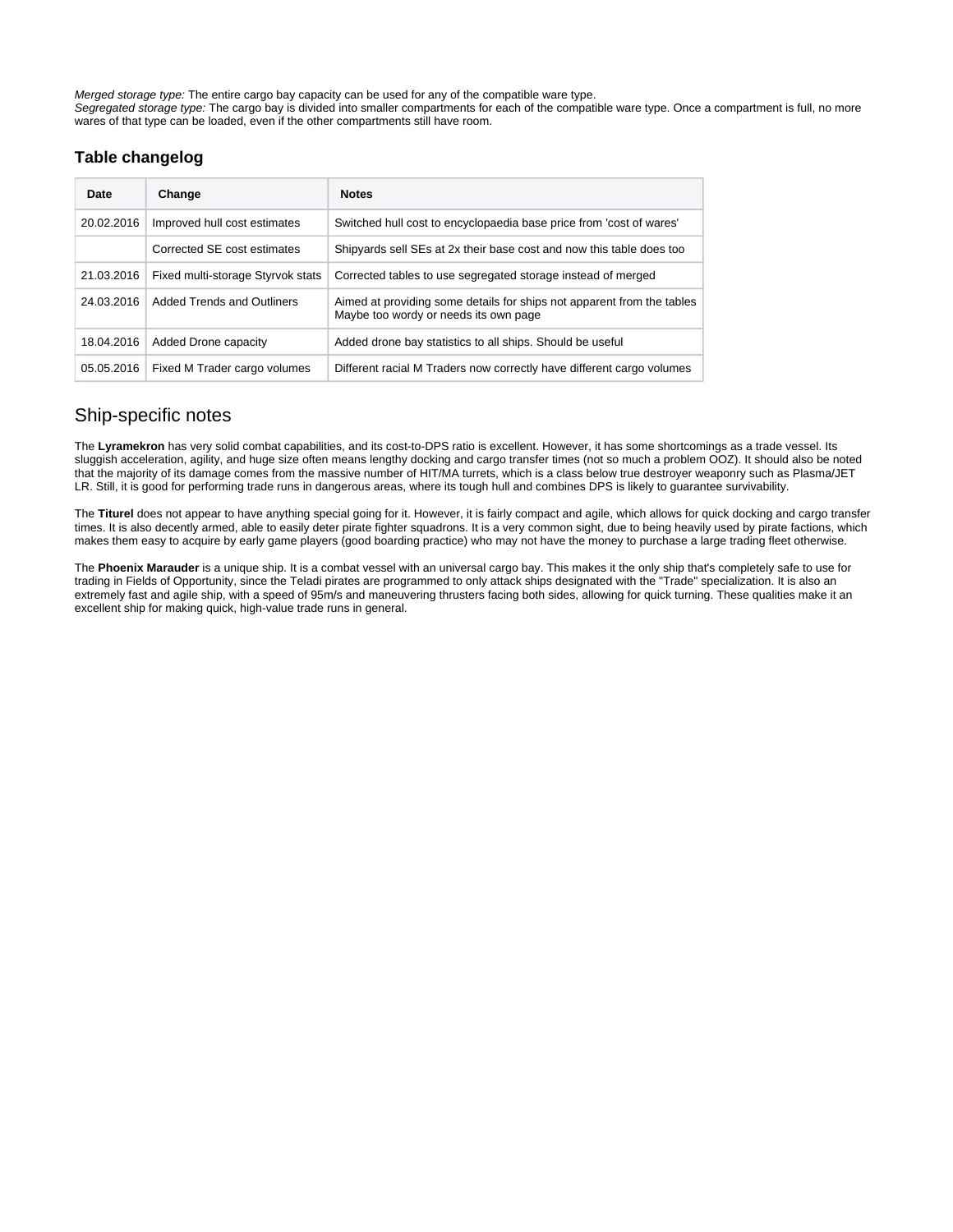*Merged storage type:* The entire cargo bay capacity can be used for any of the compatible ware type.
*Segregated storage type:* The cargo bay is divided into smaller compartments for each of the compatible ware type. Once a compartment is full, no more wares of that type can be loaded, even if the other compartments still have room.

### Table changelog

| Date | Change | Notes |
|---|---|---|
| 20.02.2016 | Improved hull cost estimates | Switched hull cost to encyclopaedia base price from 'cost of wares' |
| | Corrected SE cost estimates | Shipyards sell SEs at 2x their base cost and now this table does too |
| 21.03.2016 | Fixed multi-storage Styrvok stats | Corrected tables to use segregated storage instead of merged |
| 24.03.2016 | Added Trends and Outliners | Aimed at providing some details for ships not apparent from the tables Maybe too wordy or needs its own page |
| 18.04.2016 | Added Drone capacity | Added drone bay statistics to all ships. Should be useful |
| 05.05.2016 | Fixed M Trader cargo volumes | Different racial M Traders now correctly have different cargo volumes |

## Ship-specific notes

The **Lyramekron** has very solid combat capabilities, and its cost-to-DPS ratio is excellent. However, it has some shortcomings as a trade vessel. Its sluggish acceleration, agility, and huge size often means lengthy docking and cargo transfer times (not so much a problem OOZ). It should also be noted that the majority of its damage comes from the massive number of HIT/MA turrets, which is a class below true destroyer weaponry such as Plasma/JET LR. Still, it is good for performing trade runs in dangerous areas, where its tough hull and combines DPS is likely to guarantee survivability.

The **Titurel** does not appear to have anything special going for it. However, it is fairly compact and agile, which allows for quick docking and cargo transfer times. It is also decently armed, able to easily deter pirate fighter squadrons. It is a very common sight, due to being heavily used by pirate factions, which makes them easy to acquire by early game players (good boarding practice) who may not have the money to purchase a large trading fleet otherwise.

The **Phoenix Marauder** is a unique ship. It is a combat vessel with an universal cargo bay. This makes it the only ship that's completely safe to use for trading in Fields of Opportunity, since the Teladi pirates are programmed to only attack ships designated with the "Trade" specialization. It is also an extremely fast and agile ship, with a speed of 95m/s and maneuvering thrusters facing both sides, allowing for quick turning. These qualities make it an excellent ship for making quick, high-value trade runs in general.